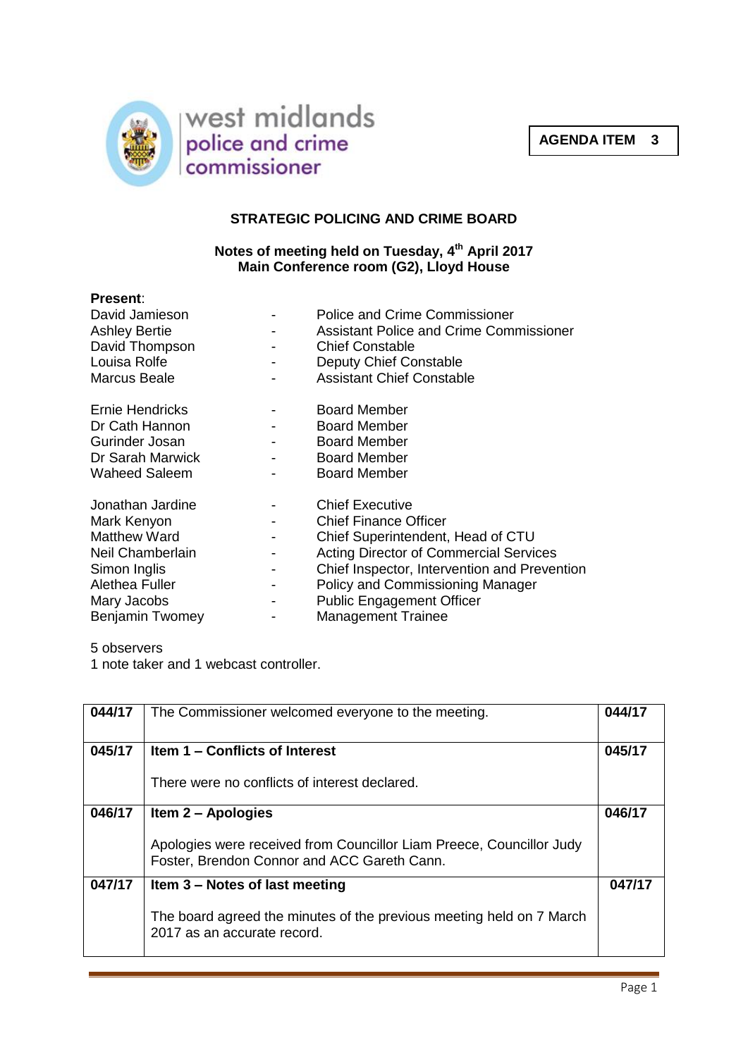west midlands police and crime commissioner

**AGENDA ITEM 3**

## STRATEGIC POLICING AND CRIME BOARD

**Notes of meeting held on Tuesday, 4th April 2017**
**Main Conference room (G2), Lloyd House**

**Present**:

| | | |
|---|---|---|
| David Jamieson | - | Police and Crime Commissioner |
| Ashley Bertie | - | Assistant Police and Crime Commissioner |
| David Thompson | - | Chief Constable |
| Louisa Rolfe | - | Deputy Chief Constable |
| Marcus Beale | - | Assistant Chief Constable |
| Ernie Hendricks | - | Board Member |
| Dr Cath Hannon | - | Board Member |
| Gurinder Josan | - | Board Member |
| Dr Sarah Marwick | - | Board Member |
| Waheed Saleem | - | Board Member |
| Jonathan Jardine | - | Chief Executive |
| Mark Kenyon | - | Chief Finance Officer |
| Matthew Ward | - | Chief Superintendent, Head of CTU |
| Neil Chamberlain | - | Acting Director of Commercial Services |
| Simon Inglis | - | Chief Inspector, Intervention and Prevention |
| Alethea Fuller | - | Policy and Commissioning Manager |
| Mary Jacobs | - | Public Engagement Officer |
| Benjamin Twomey | - | Management Trainee |

5 observers
1 note taker and 1 webcast controller.

| | | |
|---|---|---|
| 044/17 | The Commissioner welcomed everyone to the meeting. | 044/17 |
| 045/17 | **Item 1 – Conflicts of Interest**<br><br>There were no conflicts of interest declared. | 045/17 |
| 046/17 | **Item 2 – Apologies**<br><br>Apologies were received from Councillor Liam Preece, Councillor Judy Foster, Brendon Connor and ACC Gareth Cann. | 046/17 |
| 047/17 | **Item 3 – Notes of last meeting**<br><br>The board agreed the minutes of the previous meeting held on 7 March 2017 as an accurate record. | 047/17 |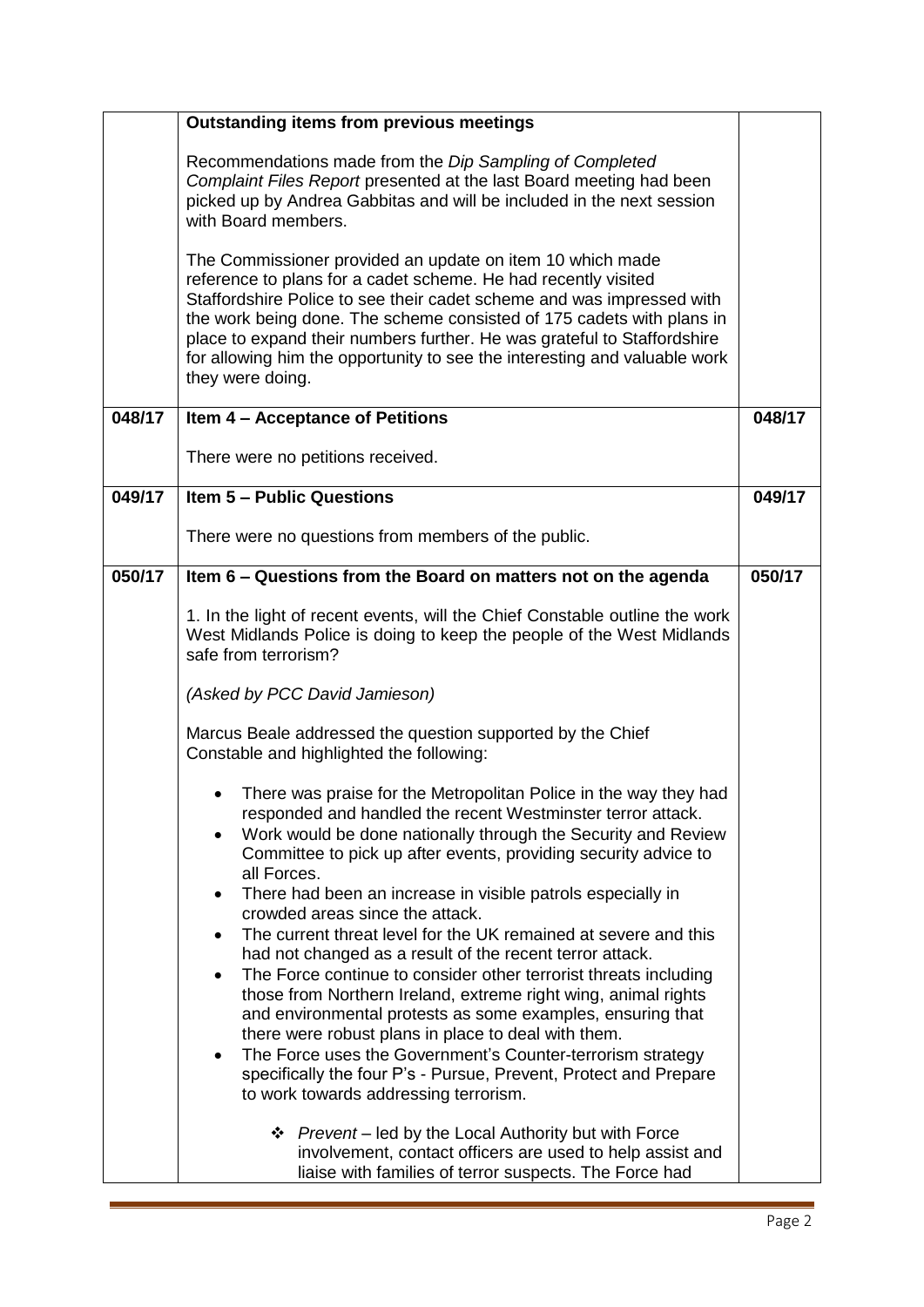| | **Outstanding items from previous meetings**<br><br>Recommendations made from the *Dip Sampling of Completed Complaint Files Report* presented at the last Board meeting had been picked up by Andrea Gabbitas and will be included in the next session with Board members.<br><br>The Commissioner provided an update on item 10 which made reference to plans for a cadet scheme. He had recently visited Staffordshire Police to see their cadet scheme and was impressed with the work being done. The scheme consisted of 175 cadets with plans in place to expand their numbers further. He was grateful to Staffordshire for allowing him the opportunity to see the interesting and valuable work they were doing. | |
|---|---|---|
| **048/17** | **Item 4 – Acceptance of Petitions**<br><br>There were no petitions received. | **048/17** |
| **049/17** | **Item 5 – Public Questions**<br><br>There were no questions from members of the public. | **049/17** |
| **050/17** | **Item 6 – Questions from the Board on matters not on the agenda**<br><br>1. In the light of recent events, will the Chief Constable outline the work West Midlands Police is doing to keep the people of the West Midlands safe from terrorism?<br><br>*(Asked by PCC David Jamieson)*<br><br>Marcus Beale addressed the question supported by the Chief Constable and highlighted the following:<br><br>• There was praise for the Metropolitan Police in the way they had responded and handled the recent Westminster terror attack.<br>• Work would be done nationally through the Security and Review Committee to pick up after events, providing security advice to all Forces.<br>• There had been an increase in visible patrols especially in crowded areas since the attack.<br>• The current threat level for the UK remained at severe and this had not changed as a result of the recent terror attack.<br>• The Force continue to consider other terrorist threats including those from Northern Ireland, extreme right wing, animal rights and environmental protests as some examples, ensuring that there were robust plans in place to deal with them.<br>• The Force uses the Government's Counter-terrorism strategy specifically the four P's - Pursue, Prevent, Protect and Prepare to work towards addressing terrorism.<br><br>❖ *Prevent* – led by the Local Authority but with Force involvement, contact officers are used to help assist and liaise with families of terror suspects. The Force had | **050/17** |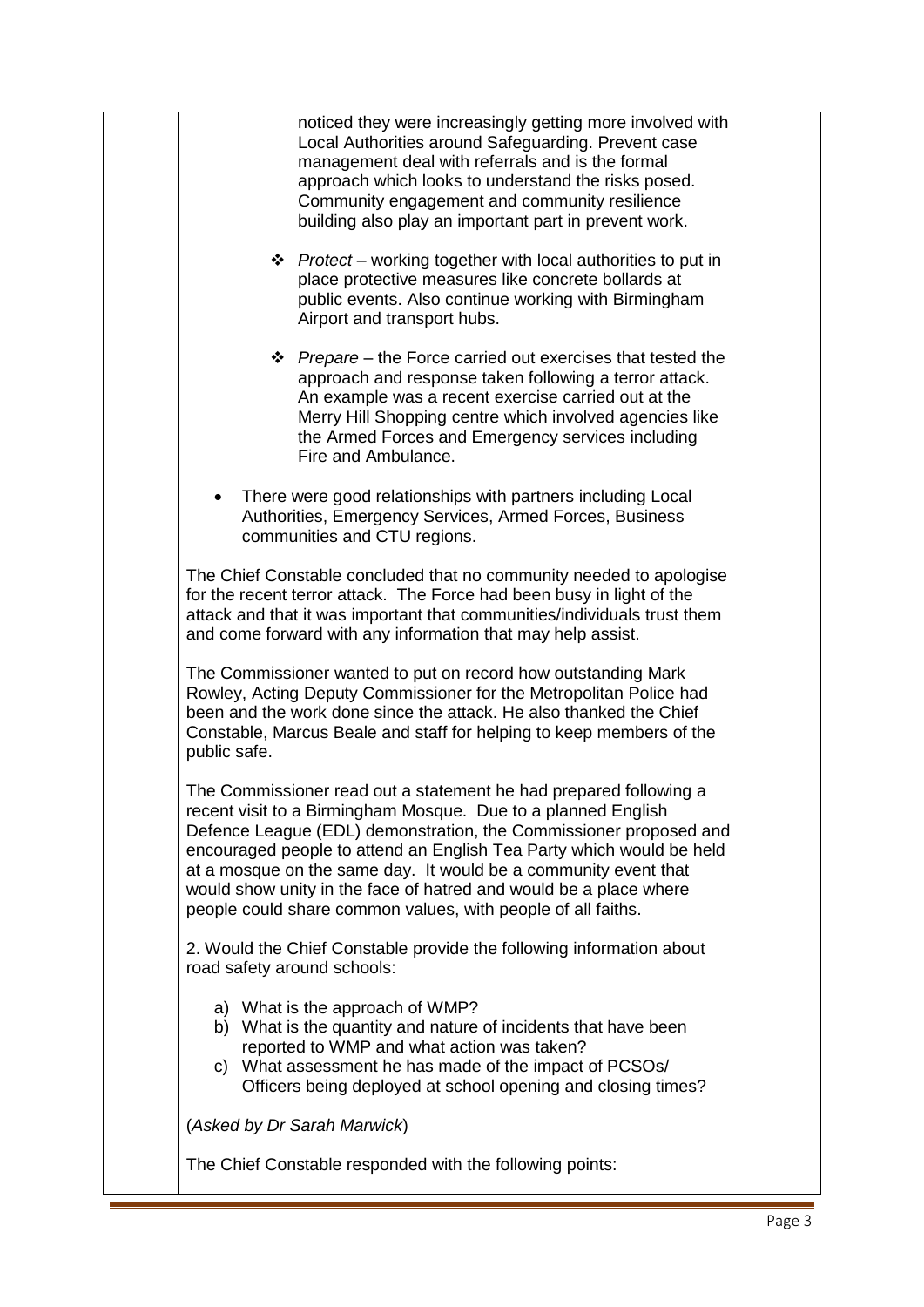noticed they were increasingly getting more involved with Local Authorities around Safeguarding. Prevent case management deal with referrals and is the formal approach which looks to understand the risks posed. Community engagement and community resilience building also play an important part in prevent work.

- *Protect* – working together with local authorities to put in place protective measures like concrete bollards at public events. Also continue working with Birmingham Airport and transport hubs.

- *Prepare* – the Force carried out exercises that tested the approach and response taken following a terror attack. An example was a recent exercise carried out at the Merry Hill Shopping centre which involved agencies like the Armed Forces and Emergency services including Fire and Ambulance.

- There were good relationships with partners including Local Authorities, Emergency Services, Armed Forces, Business communities and CTU regions.

The Chief Constable concluded that no community needed to apologise for the recent terror attack. The Force had been busy in light of the attack and that it was important that communities/individuals trust them and come forward with any information that may help assist.

The Commissioner wanted to put on record how outstanding Mark Rowley, Acting Deputy Commissioner for the Metropolitan Police had been and the work done since the attack. He also thanked the Chief Constable, Marcus Beale and staff for helping to keep members of the public safe.

The Commissioner read out a statement he had prepared following a recent visit to a Birmingham Mosque. Due to a planned English Defence League (EDL) demonstration, the Commissioner proposed and encouraged people to attend an English Tea Party which would be held at a mosque on the same day. It would be a community event that would show unity in the face of hatred and would be a place where people could share common values, with people of all faiths.

2. Would the Chief Constable provide the following information about road safety around schools:

a) What is the approach of WMP?
b) What is the quantity and nature of incidents that have been reported to WMP and what action was taken?
c) What assessment he has made of the impact of PCSOs/ Officers being deployed at school opening and closing times?

(*Asked by Dr Sarah Marwick*)

The Chief Constable responded with the following points: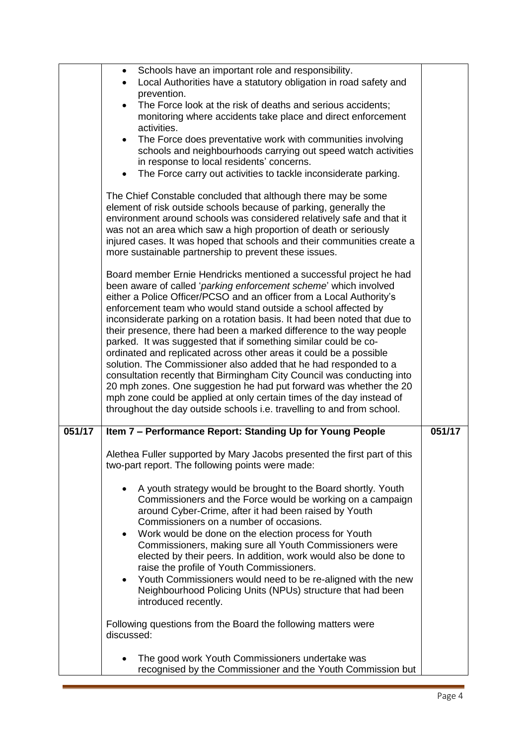- Schools have an important role and responsibility.
- Local Authorities have a statutory obligation in road safety and prevention.
- The Force look at the risk of deaths and serious accidents; monitoring where accidents take place and direct enforcement activities.
- The Force does preventative work with communities involving schools and neighbourhoods carrying out speed watch activities in response to local residents' concerns.
- The Force carry out activities to tackle inconsiderate parking.

The Chief Constable concluded that although there may be some element of risk outside schools because of parking, generally the environment around schools was considered relatively safe and that it was not an area which saw a high proportion of death or seriously injured cases. It was hoped that schools and their communities create a more sustainable partnership to prevent these issues.

Board member Ernie Hendricks mentioned a successful project he had been aware of called '*parking enforcement scheme*' which involved either a Police Officer/PCSO and an officer from a Local Authority's enforcement team who would stand outside a school affected by inconsiderate parking on a rotation basis. It had been noted that due to their presence, there had been a marked difference to the way people parked. It was suggested that if something similar could be co-ordinated and replicated across other areas it could be a possible solution. The Commissioner also added that he had responded to a consultation recently that Birmingham City Council was conducting into 20 mph zones. One suggestion he had put forward was whether the 20 mph zone could be applied at only certain times of the day instead of throughout the day outside schools i.e. travelling to and from school.

**051/17** **Item 7 – Performance Report: Standing Up for Young People** **051/17**

Alethea Fuller supported by Mary Jacobs presented the first part of this two-part report. The following points were made:

- A youth strategy would be brought to the Board shortly. Youth Commissioners and the Force would be working on a campaign around Cyber-Crime, after it had been raised by Youth Commissioners on a number of occasions.
- Work would be done on the election process for Youth Commissioners, making sure all Youth Commissioners were elected by their peers. In addition, work would also be done to raise the profile of Youth Commissioners.
- Youth Commissioners would need to be re-aligned with the new Neighbourhood Policing Units (NPUs) structure that had been introduced recently.

Following questions from the Board the following matters were discussed:

- The good work Youth Commissioners undertake was recognised by the Commissioner and the Youth Commission but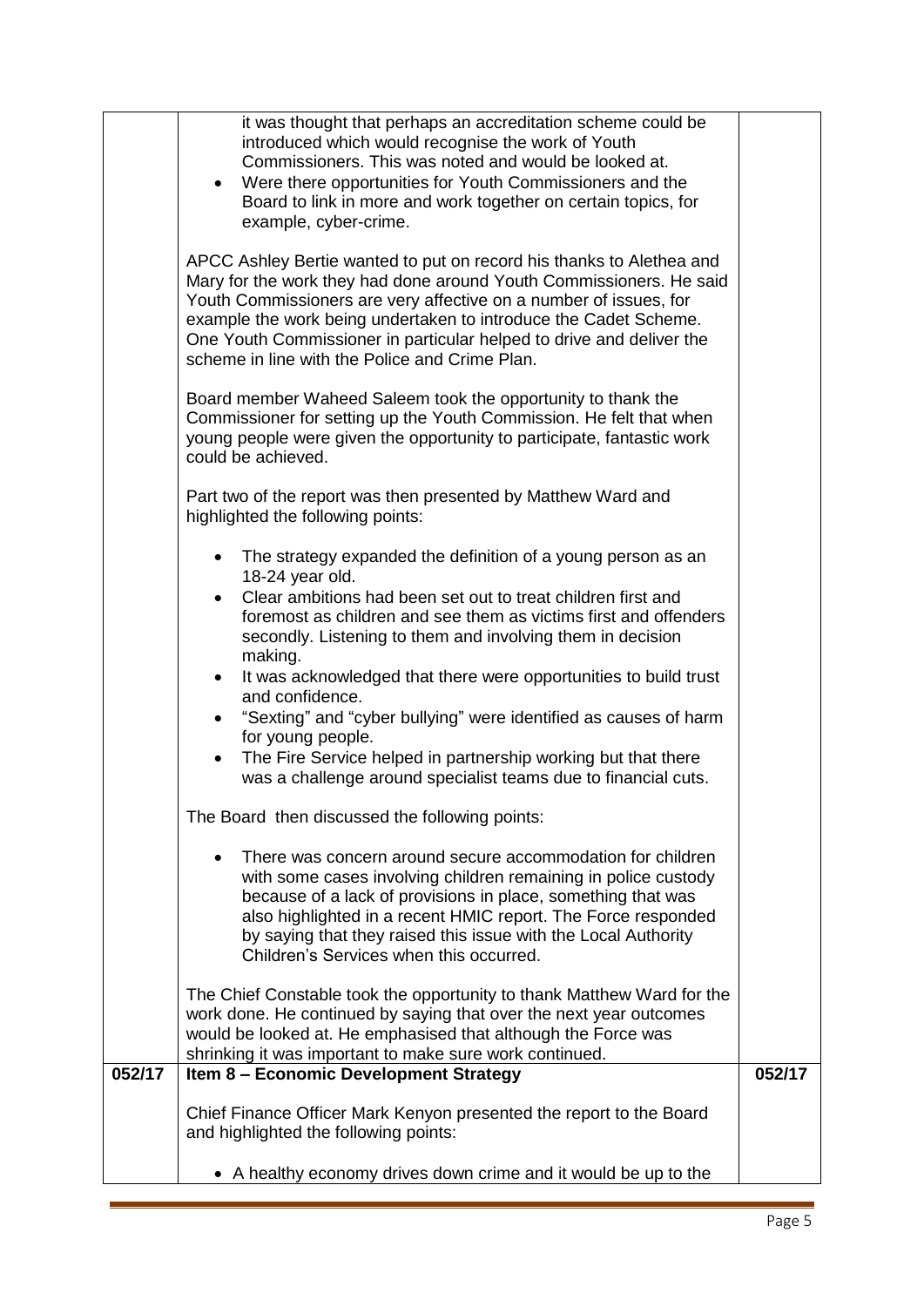| | | |
|---|---|---|
| | it was thought that perhaps an accreditation scheme could be introduced which would recognise the work of Youth Commissioners. This was noted and would be looked at.<br>• Were there opportunities for Youth Commissioners and the Board to link in more and work together on certain topics, for example, cyber-crime.<br><br>APCC Ashley Bertie wanted to put on record his thanks to Alethea and Mary for the work they had done around Youth Commissioners. He said Youth Commissioners are very affective on a number of issues, for example the work being undertaken to introduce the Cadet Scheme. One Youth Commissioner in particular helped to drive and deliver the scheme in line with the Police and Crime Plan.<br><br>Board member Waheed Saleem took the opportunity to thank the Commissioner for setting up the Youth Commission. He felt that when young people were given the opportunity to participate, fantastic work could be achieved.<br><br>Part two of the report was then presented by Matthew Ward and highlighted the following points:<br><br>• The strategy expanded the definition of a young person as an 18-24 year old.<br>• Clear ambitions had been set out to treat children first and foremost as children and see them as victims first and offenders secondly. Listening to them and involving them in decision making.<br>• It was acknowledged that there were opportunities to build trust and confidence.<br>• "Sexting" and "cyber bullying" were identified as causes of harm for young people.<br>• The Fire Service helped in partnership working but that there was a challenge around specialist teams due to financial cuts.<br><br>The Board then discussed the following points:<br><br>• There was concern around secure accommodation for children with some cases involving children remaining in police custody because of a lack of provisions in place, something that was also highlighted in a recent HMIC report. The Force responded by saying that they raised this issue with the Local Authority Children's Services when this occurred.<br><br>The Chief Constable took the opportunity to thank Matthew Ward for the work done. He continued by saying that over the next year outcomes would be looked at. He emphasised that although the Force was shrinking it was important to make sure work continued. | |
| **052/17** | **Item 8 – Economic Development Strategy**<br><br>Chief Finance Officer Mark Kenyon presented the report to the Board and highlighted the following points:<br><br>• A healthy economy drives down crime and it would be up to the | **052/17** |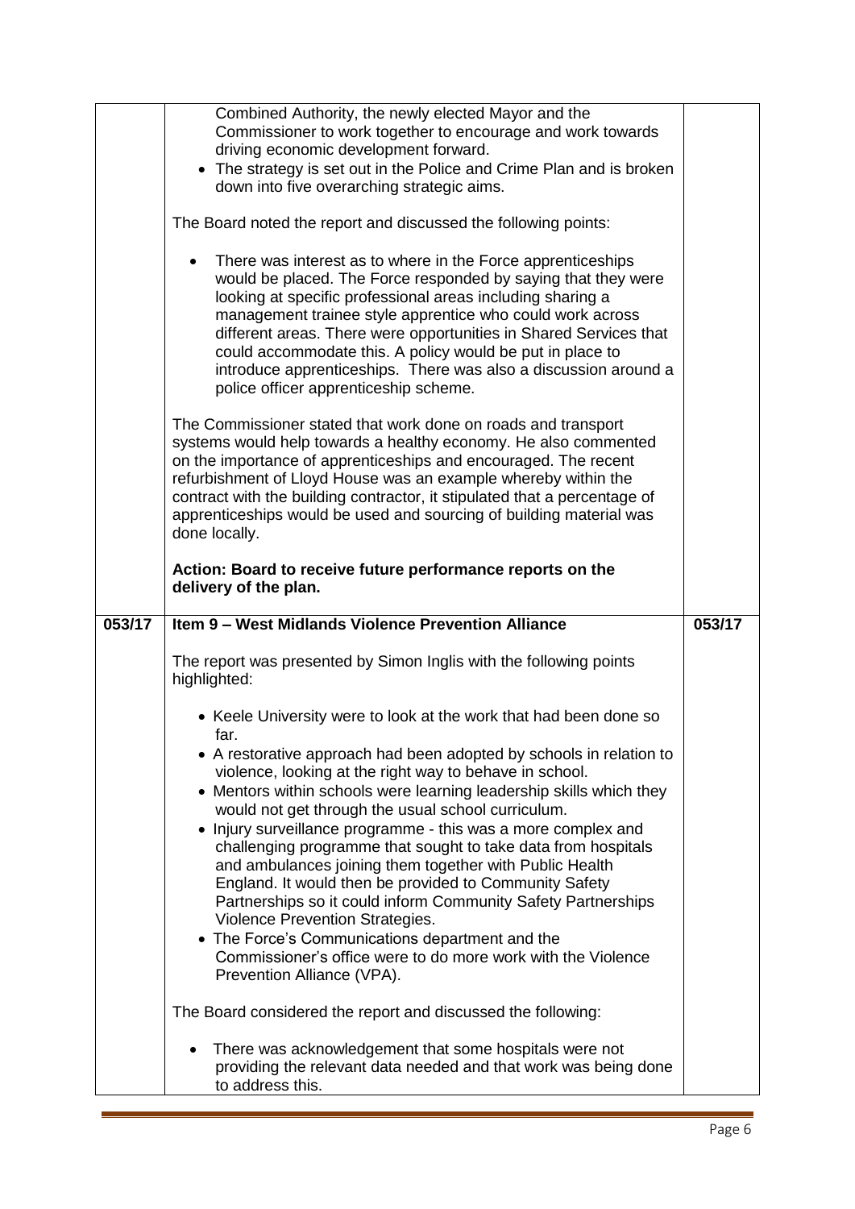| | | |
|---|---|---|
| | Combined Authority, the newly elected Mayor and the Commissioner to work together to encourage and work towards driving economic development forward.<br>• The strategy is set out in the Police and Crime Plan and is broken down into five overarching strategic aims.<br><br>The Board noted the report and discussed the following points:<br><br>• There was interest as to where in the Force apprenticeships would be placed. The Force responded by saying that they were looking at specific professional areas including sharing a management trainee style apprentice who could work across different areas. There were opportunities in Shared Services that could accommodate this. A policy would be put in place to introduce apprenticeships. There was also a discussion around a police officer apprenticeship scheme.<br><br>The Commissioner stated that work done on roads and transport systems would help towards a healthy economy. He also commented on the importance of apprenticeships and encouraged. The recent refurbishment of Lloyd House was an example whereby within the contract with the building contractor, it stipulated that a percentage of apprenticeships would be used and sourcing of building material was done locally.<br><br>**Action: Board to receive future performance reports on the delivery of the plan.** | |
| **053/17** | **Item 9 – West Midlands Violence Prevention Alliance**<br><br>The report was presented by Simon Inglis with the following points highlighted:<br><br>• Keele University were to look at the work that had been done so far.<br>• A restorative approach had been adopted by schools in relation to violence, looking at the right way to behave in school.<br>• Mentors within schools were learning leadership skills which they would not get through the usual school curriculum.<br>• Injury surveillance programme - this was a more complex and challenging programme that sought to take data from hospitals and ambulances joining them together with Public Health England. It would then be provided to Community Safety Partnerships so it could inform Community Safety Partnerships Violence Prevention Strategies.<br>• The Force's Communications department and the Commissioner's office were to do more work with the Violence Prevention Alliance (VPA).<br><br>The Board considered the report and discussed the following:<br><br>• There was acknowledgement that some hospitals were not providing the relevant data needed and that work was being done to address this. | **053/17** |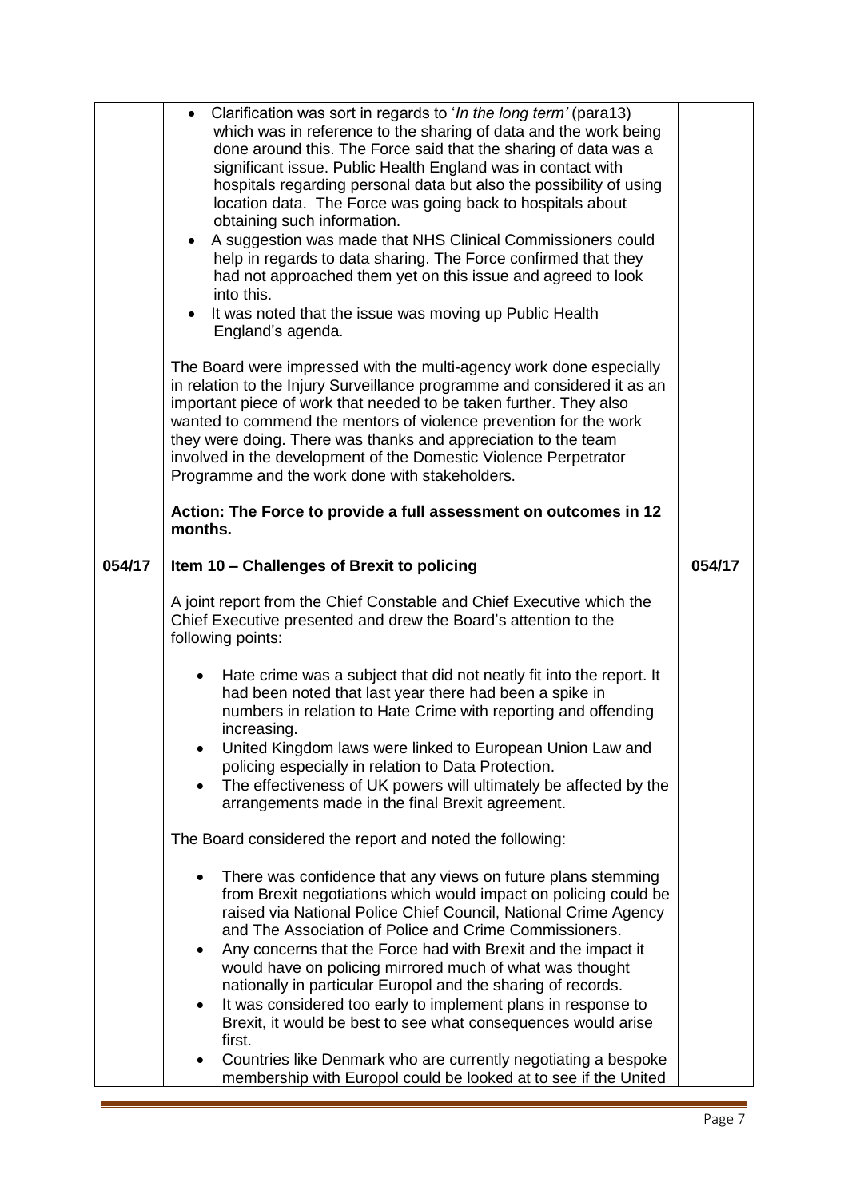| | | |
|---|---|---|
| | • Clarification was sort in regards to '*In the long term'* (para13) which was in reference to the sharing of data and the work being done around this. The Force said that the sharing of data was a significant issue. Public Health England was in contact with hospitals regarding personal data but also the possibility of using location data. The Force was going back to hospitals about obtaining such information.<br>• A suggestion was made that NHS Clinical Commissioners could help in regards to data sharing. The Force confirmed that they had not approached them yet on this issue and agreed to look into this.<br>• It was noted that the issue was moving up Public Health England's agenda.<br><br>The Board were impressed with the multi-agency work done especially in relation to the Injury Surveillance programme and considered it as an important piece of work that needed to be taken further. They also wanted to commend the mentors of violence prevention for the work they were doing. There was thanks and appreciation to the team involved in the development of the Domestic Violence Perpetrator Programme and the work done with stakeholders.<br><br>**Action: The Force to provide a full assessment on outcomes in 12 months.** | |
| **054/17** | **Item 10 – Challenges of Brexit to policing**<br><br>A joint report from the Chief Constable and Chief Executive which the Chief Executive presented and drew the Board's attention to the following points:<br><br>• Hate crime was a subject that did not neatly fit into the report. It had been noted that last year there had been a spike in numbers in relation to Hate Crime with reporting and offending increasing.<br>• United Kingdom laws were linked to European Union Law and policing especially in relation to Data Protection.<br>• The effectiveness of UK powers will ultimately be affected by the arrangements made in the final Brexit agreement.<br><br>The Board considered the report and noted the following:<br><br>• There was confidence that any views on future plans stemming from Brexit negotiations which would impact on policing could be raised via National Police Chief Council, National Crime Agency and The Association of Police and Crime Commissioners.<br>• Any concerns that the Force had with Brexit and the impact it would have on policing mirrored much of what was thought nationally in particular Europol and the sharing of records.<br>• It was considered too early to implement plans in response to Brexit, it would be best to see what consequences would arise first.<br>• Countries like Denmark who are currently negotiating a bespoke membership with Europol could be looked at to see if the United | **054/17** |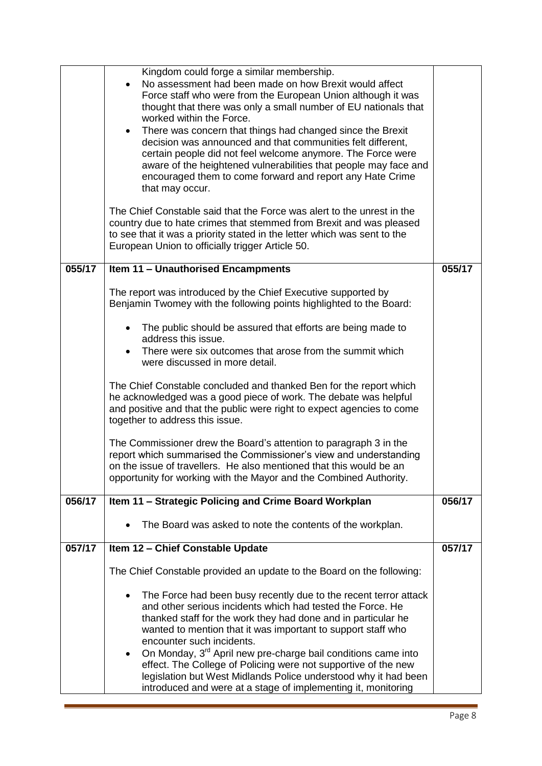| | | |
|---|---|---|
| | Kingdom could forge a similar membership.<br>• No assessment had been made on how Brexit would affect Force staff who were from the European Union although it was thought that there was only a small number of EU nationals that worked within the Force.<br>• There was concern that things had changed since the Brexit decision was announced and that communities felt different, certain people did not feel welcome anymore. The Force were aware of the heightened vulnerabilities that people may face and encouraged them to come forward and report any Hate Crime that may occur.<br><br>The Chief Constable said that the Force was alert to the unrest in the country due to hate crimes that stemmed from Brexit and was pleased to see that it was a priority stated in the letter which was sent to the European Union to officially trigger Article 50. | |
| **055/17** | **Item 11 – Unauthorised Encampments**<br><br>The report was introduced by the Chief Executive supported by Benjamin Twomey with the following points highlighted to the Board:<br><br>• The public should be assured that efforts are being made to address this issue.<br>• There were six outcomes that arose from the summit which were discussed in more detail.<br><br>The Chief Constable concluded and thanked Ben for the report which he acknowledged was a good piece of work. The debate was helpful and positive and that the public were right to expect agencies to come together to address this issue.<br><br>The Commissioner drew the Board's attention to paragraph 3 in the report which summarised the Commissioner's view and understanding on the issue of travellers. He also mentioned that this would be an opportunity for working with the Mayor and the Combined Authority. | **055/17** |
| **056/17** | **Item 11 – Strategic Policing and Crime Board Workplan**<br><br>• The Board was asked to note the contents of the workplan. | **056/17** |
| **057/17** | **Item 12 – Chief Constable Update**<br><br>The Chief Constable provided an update to the Board on the following:<br><br>• The Force had been busy recently due to the recent terror attack and other serious incidents which had tested the Force. He thanked staff for the work they had done and in particular he wanted to mention that it was important to support staff who encounter such incidents.<br>• On Monday, 3rd April new pre-charge bail conditions came into effect. The College of Policing were not supportive of the new legislation but West Midlands Police understood why it had been introduced and were at a stage of implementing it, monitoring | **057/17** |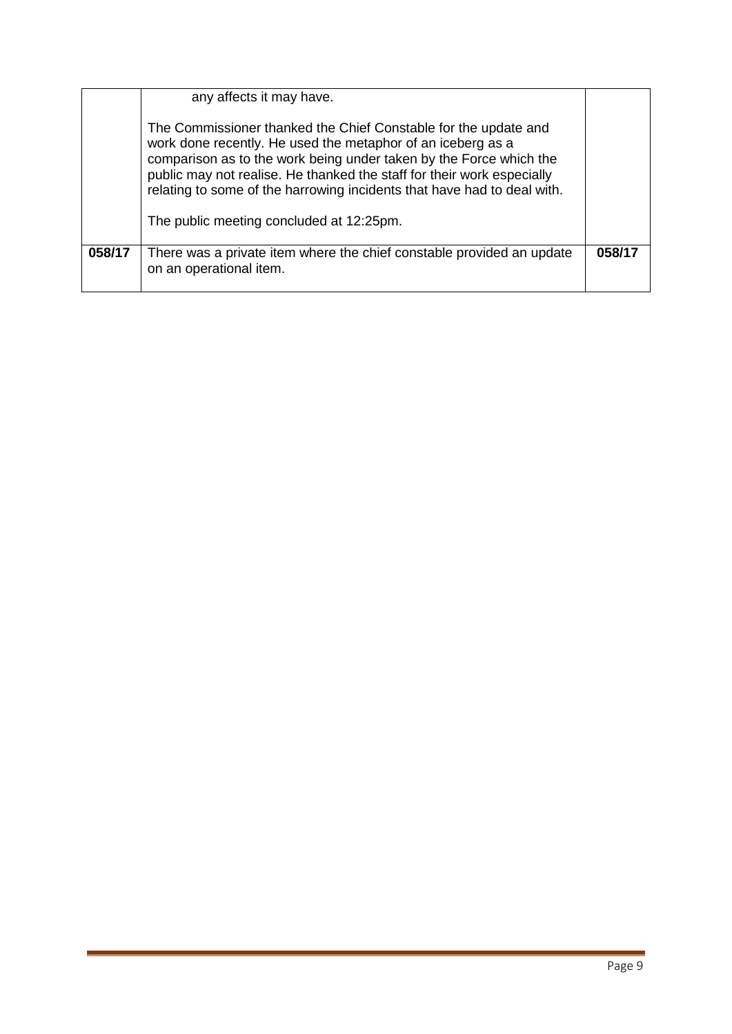| | | |
|---|---|---|
| | any affects it may have.<br><br>The Commissioner thanked the Chief Constable for the update and work done recently. He used the metaphor of an iceberg as a comparison as to the work being under taken by the Force which the public may not realise. He thanked the staff for their work especially relating to some of the harrowing incidents that have had to deal with.<br><br>The public meeting concluded at 12:25pm. | |
| **058/17** | There was a private item where the chief constable provided an update on an operational item. | **058/17** |